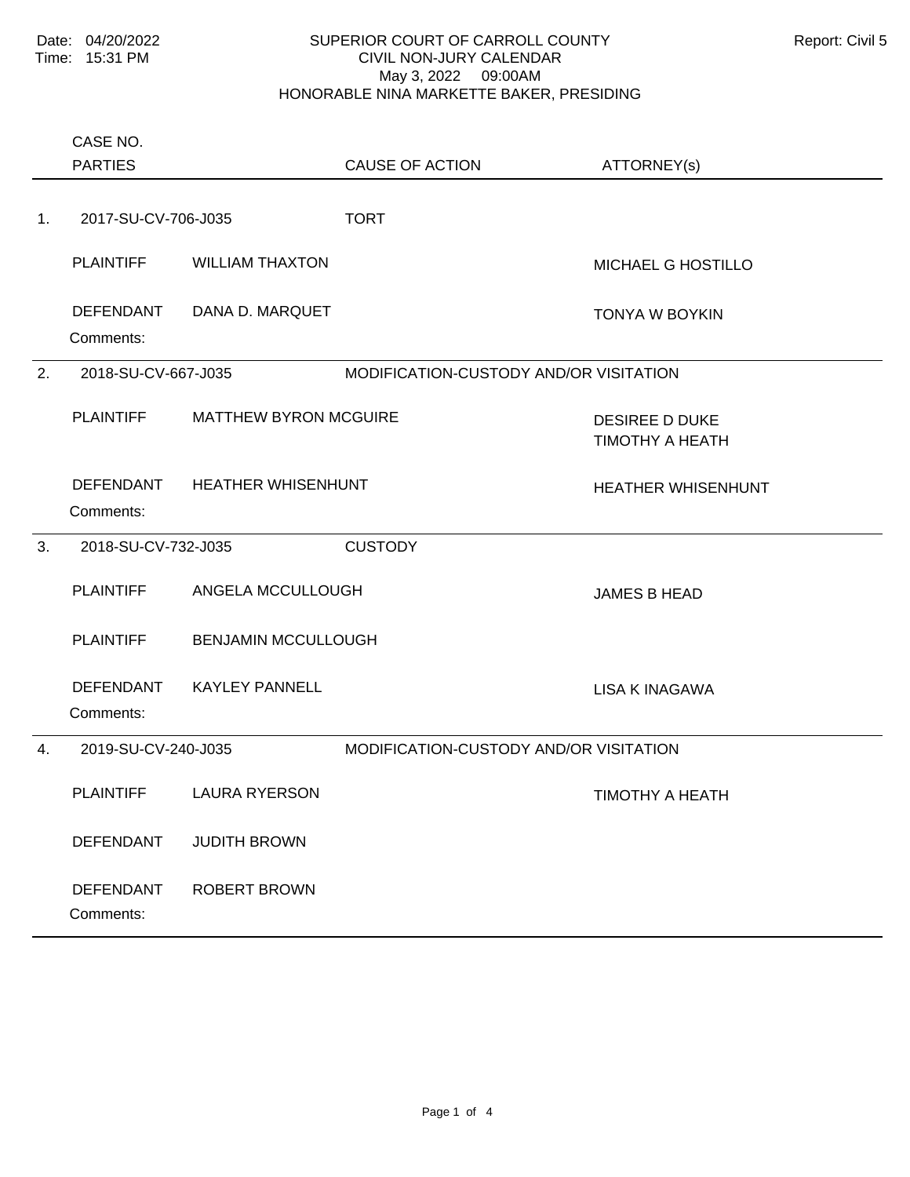Date: 04/20/2022
Time: 15:31 PM

SUPERIOR COURT OF CARROLL COUNTY
CIVIL NON-JURY CALENDAR
May 3, 2022 09:00AM
HONORABLE NINA MARKETTE BAKER, PRESIDING

Report: Civil 5

| | CASE NO. / PARTIES | | CAUSE OF ACTION | ATTORNEY(s) |
|---|---|---|---|---|
| 1. | 2017-SU-CV-706-J035 | | TORT | |
| | PLAINTIFF | WILLIAM THAXTON | | MICHAEL G HOSTILLO |
| | DEFENDANT | DANA D. MARQUET | | TONYA W BOYKIN |
| | Comments: | | | |
| 2. | 2018-SU-CV-667-J035 | | MODIFICATION-CUSTODY AND/OR VISITATION | |
| | PLAINTIFF | MATTHEW BYRON MCGUIRE | | DESIREE D DUKE<br>TIMOTHY A HEATH |
| | DEFENDANT | HEATHER WHISENHUNT | | HEATHER WHISENHUNT |
| | Comments: | | | |
| 3. | 2018-SU-CV-732-J035 | | CUSTODY | |
| | PLAINTIFF | ANGELA MCCULLOUGH | | JAMES B HEAD |
| | PLAINTIFF | BENJAMIN MCCULLOUGH | | |
| | DEFENDANT | KAYLEY PANNELL | | LISA K INAGAWA |
| | Comments: | | | |
| 4. | 2019-SU-CV-240-J035 | | MODIFICATION-CUSTODY AND/OR VISITATION | |
| | PLAINTIFF | LAURA RYERSON | | TIMOTHY A HEATH |
| | DEFENDANT | JUDITH BROWN | | |
| | DEFENDANT | ROBERT BROWN | | |
| | Comments: | | | |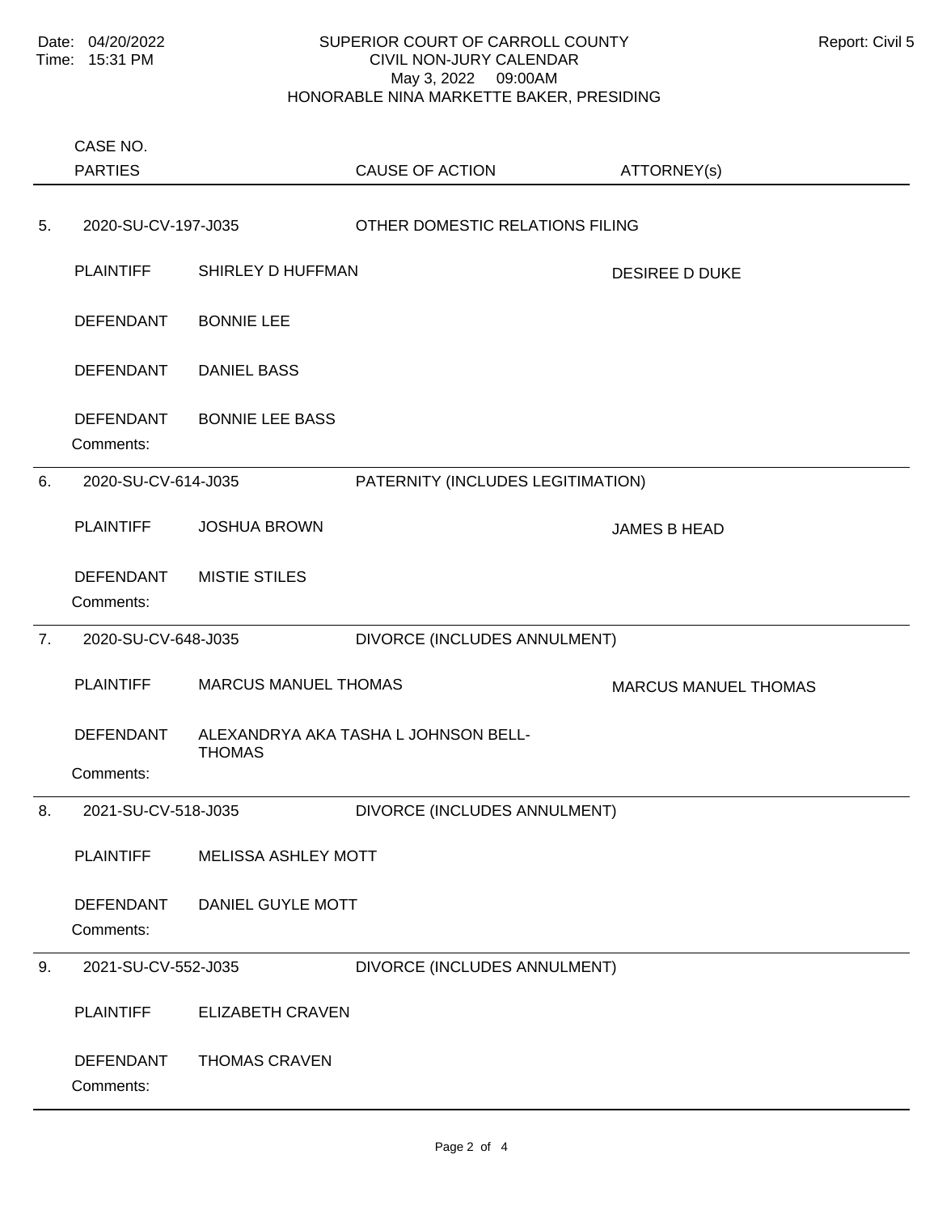Date: 04/20/2022
Time: 15:31 PM

SUPERIOR COURT OF CARROLL COUNTY
CIVIL NON-JURY CALENDAR
May 3, 2022 09:00AM
HONORABLE NINA MARKETTE BAKER, PRESIDING

Report: Civil 5

| | CASE NO. / PARTIES | | CAUSE OF ACTION | ATTORNEY(s) |
|---|---|---|---|---|
| 5. | 2020-SU-CV-197-J035 | | OTHER DOMESTIC RELATIONS FILING | |
| | PLAINTIFF | SHIRLEY D HUFFMAN | | DESIREE D DUKE |
| | DEFENDANT | BONNIE LEE | | |
| | DEFENDANT | DANIEL BASS | | |
| | DEFENDANT | BONNIE LEE BASS | | |
| | Comments: | | | |
| 6. | 2020-SU-CV-614-J035 | | PATERNITY (INCLUDES LEGITIMATION) | |
| | PLAINTIFF | JOSHUA BROWN | | JAMES B HEAD |
| | DEFENDANT | MISTIE STILES | | |
| | Comments: | | | |
| 7. | 2020-SU-CV-648-J035 | | DIVORCE (INCLUDES ANNULMENT) | |
| | PLAINTIFF | MARCUS MANUEL THOMAS | | MARCUS MANUEL THOMAS |
| | DEFENDANT | ALEXANDRYA AKA TASHA L JOHNSON BELL-THOMAS | | |
| | Comments: | | | |
| 8. | 2021-SU-CV-518-J035 | | DIVORCE (INCLUDES ANNULMENT) | |
| | PLAINTIFF | MELISSA ASHLEY MOTT | | |
| | DEFENDANT | DANIEL GUYLE MOTT | | |
| | Comments: | | | |
| 9. | 2021-SU-CV-552-J035 | | DIVORCE (INCLUDES ANNULMENT) | |
| | PLAINTIFF | ELIZABETH CRAVEN | | |
| | DEFENDANT | THOMAS CRAVEN | | |
| | Comments: | | | |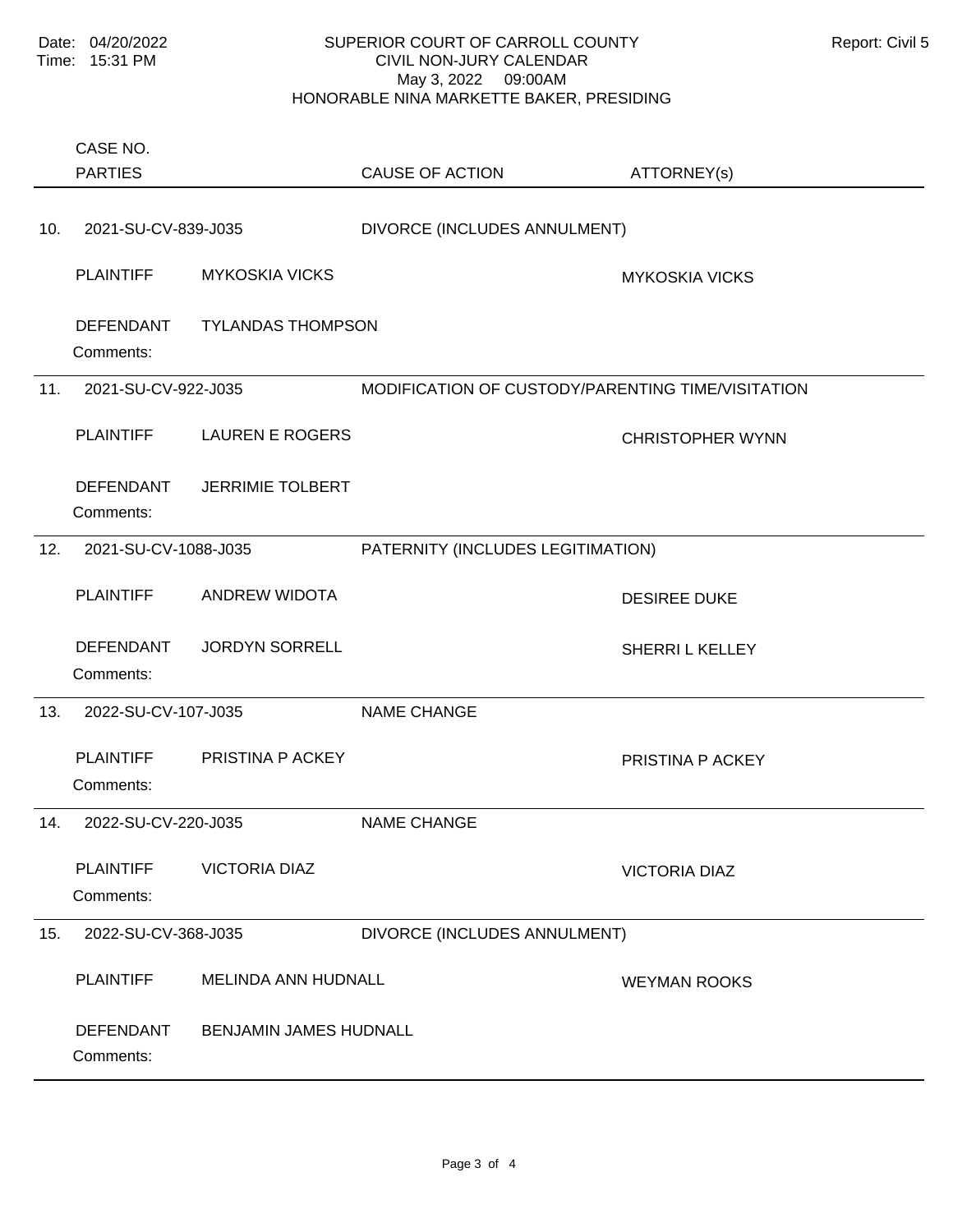Date: 04/20/2022
Time: 15:31 PM

SUPERIOR COURT OF CARROLL COUNTY
CIVIL NON-JURY CALENDAR
May 3, 2022 09:00AM
HONORABLE NINA MARKETTE BAKER, PRESIDING

Report: Civil 5

| | CASE NO. / PARTIES | | CAUSE OF ACTION | ATTORNEY(s) |
|---|---|---|---|---|
| 10. | 2021-SU-CV-839-J035 | | DIVORCE (INCLUDES ANNULMENT) | |
| | PLAINTIFF | MYKOSKIA VICKS | | MYKOSKIA VICKS |
| | DEFENDANT | TYLANDAS THOMPSON | | |
| | Comments: | | | |
| 11. | 2021-SU-CV-922-J035 | | MODIFICATION OF CUSTODY/PARENTING TIME/VISITATION | |
| | PLAINTIFF | LAUREN E ROGERS | | CHRISTOPHER WYNN |
| | DEFENDANT | JERRIMIE TOLBERT | | |
| | Comments: | | | |
| 12. | 2021-SU-CV-1088-J035 | | PATERNITY (INCLUDES LEGITIMATION) | |
| | PLAINTIFF | ANDREW WIDOTA | | DESIREE DUKE |
| | DEFENDANT | JORDYN SORRELL | | SHERRI L KELLEY |
| | Comments: | | | |
| 13. | 2022-SU-CV-107-J035 | | NAME CHANGE | |
| | PLAINTIFF | PRISTINA P ACKEY | | PRISTINA P ACKEY |
| | Comments: | | | |
| 14. | 2022-SU-CV-220-J035 | | NAME CHANGE | |
| | PLAINTIFF | VICTORIA DIAZ | | VICTORIA DIAZ |
| | Comments: | | | |
| 15. | 2022-SU-CV-368-J035 | | DIVORCE (INCLUDES ANNULMENT) | |
| | PLAINTIFF | MELINDA ANN HUDNALL | | WEYMAN ROOKS |
| | DEFENDANT | BENJAMIN JAMES HUDNALL | | |
| | Comments: | | | |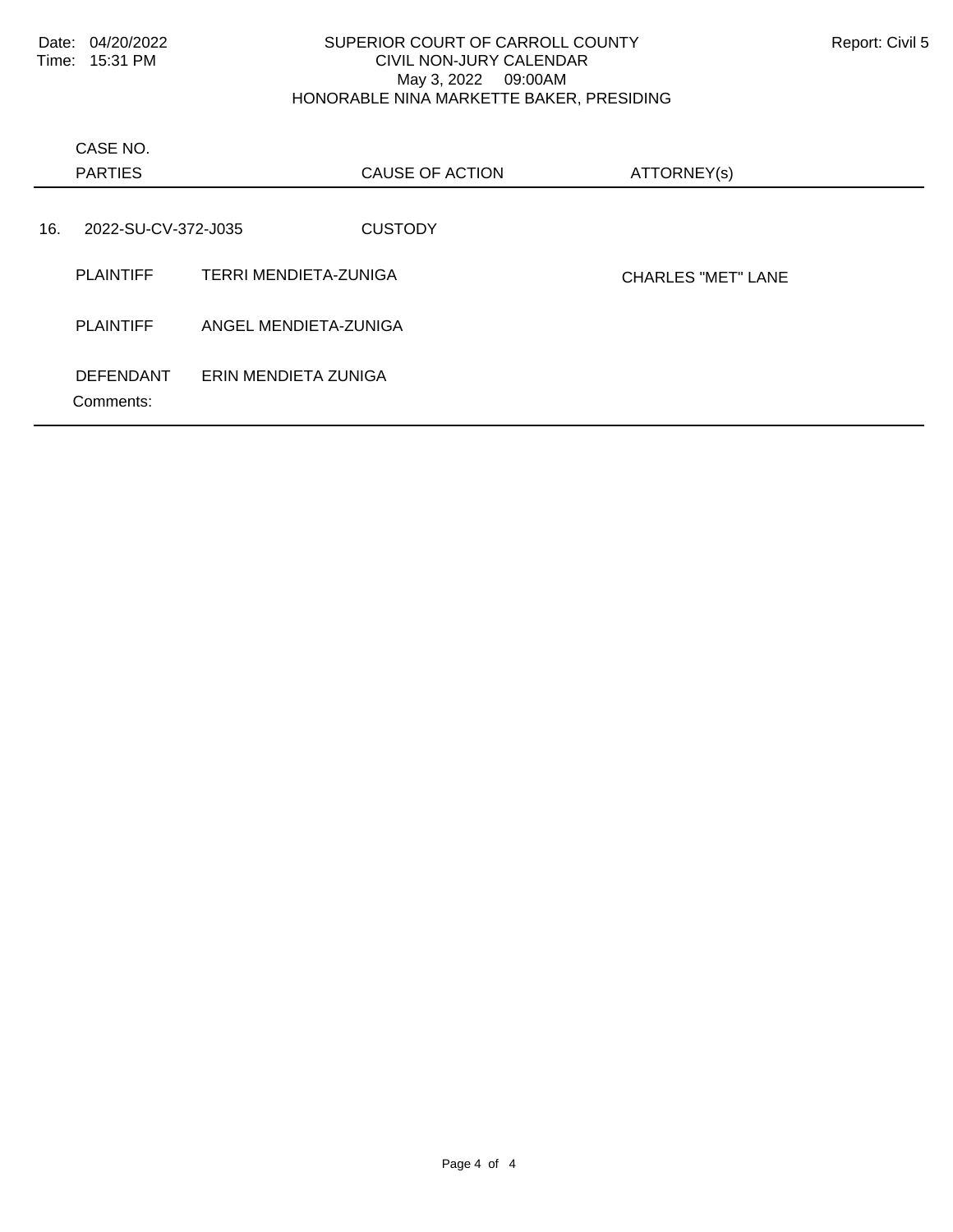Date: 04/20/2022
Time: 15:31 PM

SUPERIOR COURT OF CARROLL COUNTY
CIVIL NON-JURY CALENDAR
May 3, 2022 09:00AM
HONORABLE NINA MARKETTE BAKER, PRESIDING

Report: Civil 5

| | CASE NO. / PARTIES | | CAUSE OF ACTION | ATTORNEY(s) |
|---|---|---|---|---|
| 16. | 2022-SU-CV-372-J035 | | CUSTODY | |
| | PLAINTIFF | TERRI MENDIETA-ZUNIGA | | CHARLES "MET" LANE |
| | PLAINTIFF | ANGEL MENDIETA-ZUNIGA | | |
| | DEFENDANT | ERIN MENDIETA ZUNIGA | | |
| | Comments: | | | |